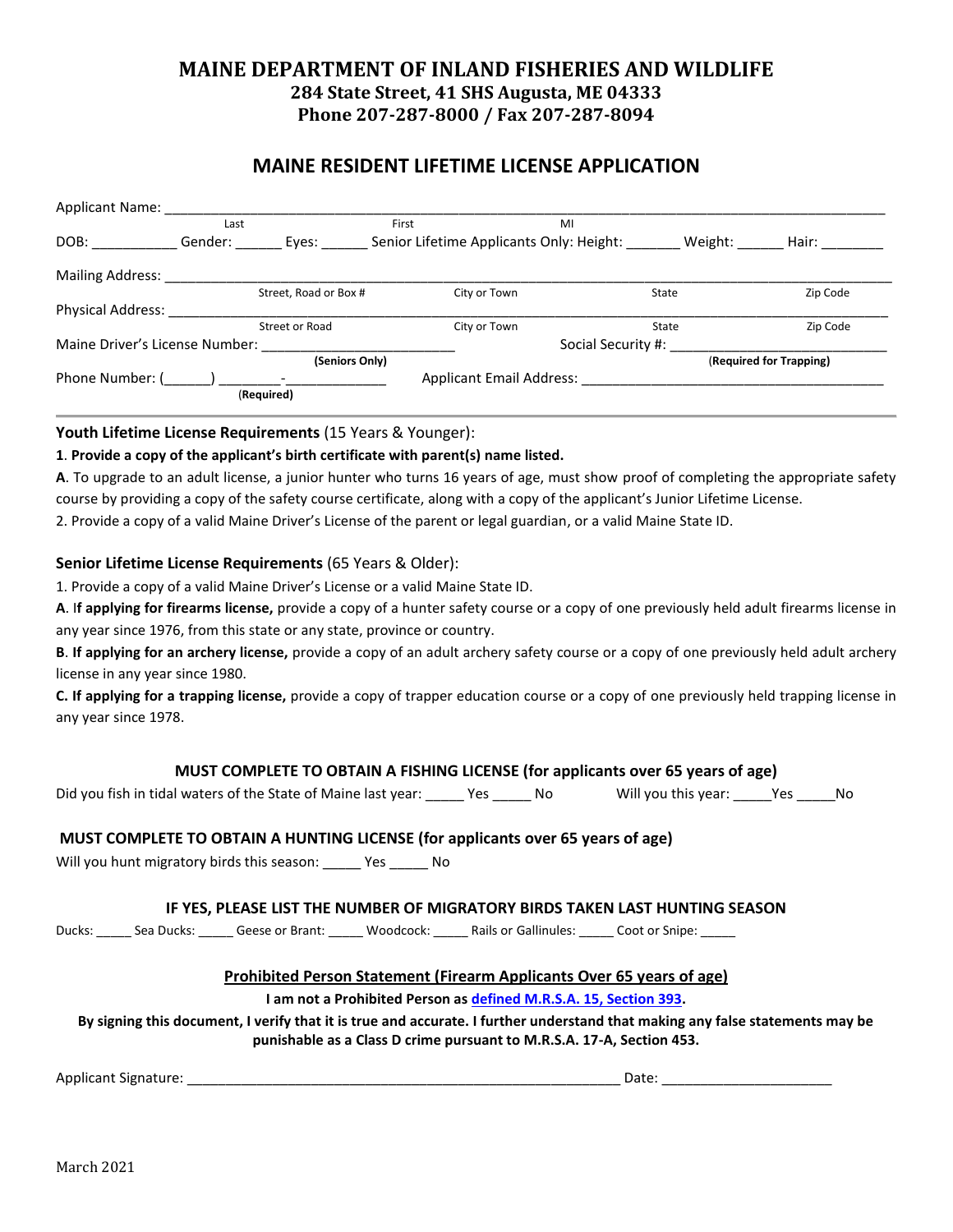# MAINE DEPARTMENT OF INLAND FISHERIES AND WILDLIFE

**284 State Street, 41 SHS Augusta, ME 04333**
**Phone 207-287-8000 / Fax 207-287-8094**

## MAINE RESIDENT LIFETIME LICENSE APPLICATION

Applicant Name: ______________________________________________________________
Last First MI

DOB: ___________ Gender: ______ Eyes: ______ Senior Lifetime Applicants Only: Height: _______ Weight: ______ Hair: ________

Mailing Address: ______________________________________________________________
Street, Road or Box # City or Town State Zip Code

Physical Address: ______________________________________________________________
Street or Road City or Town State Zip Code

Maine Driver's License Number: ________________________ (Seniors Only) Social Security #: __________________________ (Required for Trapping)

Phone Number: (______) ________-____________ (Required) Applicant Email Address: ________________________________________

---

**Youth Lifetime License Requirements** (15 Years & Younger):

1. **Provide a copy of the applicant's birth certificate with parent(s) name listed.**

**A**. To upgrade to an adult license, a junior hunter who turns 16 years of age, must show proof of completing the appropriate safety course by providing a copy of the safety course certificate, along with a copy of the applicant's Junior Lifetime License.

2. Provide a copy of a valid Maine Driver's License of the parent or legal guardian, or a valid Maine State ID.

**Senior Lifetime License Requirements** (65 Years & Older):

1. Provide a copy of a valid Maine Driver's License or a valid Maine State ID.

**A**. I**f applying for firearms license,** provide a copy of a hunter safety course or a copy of one previously held adult firearms license in any year since 1976, from this state or any state, province or country.

**B**. **If applying for an archery license,** provide a copy of an adult archery safety course or a copy of one previously held adult archery license in any year since 1980.

**C. If applying for a trapping license,** provide a copy of trapper education course or a copy of one previously held trapping license in any year since 1978.

### MUST COMPLETE TO OBTAIN A FISHING LICENSE (for applicants over 65 years of age)

Did you fish in tidal waters of the State of Maine last year: _____ Yes _____ No Will you this year: _____Yes _____No

### MUST COMPLETE TO OBTAIN A HUNTING LICENSE (for applicants over 65 years of age)

Will you hunt migratory birds this season: _____ Yes _____ No

### IF YES, PLEASE LIST THE NUMBER OF MIGRATORY BIRDS TAKEN LAST HUNTING SEASON

Ducks: _____ Sea Ducks: _____ Geese or Brant: _____ Woodcock: _____ Rails or Gallinules: _____ Coot or Snipe: _____

### Prohibited Person Statement (Firearm Applicants Over 65 years of age)

**I am not a Prohibited Person as defined M.R.S.A. 15, Section 393.**

**By signing this document, I verify that it is true and accurate. I further understand that making any false statements may be punishable as a Class D crime pursuant to M.R.S.A. 17-A, Section 453.**

Applicant Signature: ________________________________________________ Date: ____________________

March 2021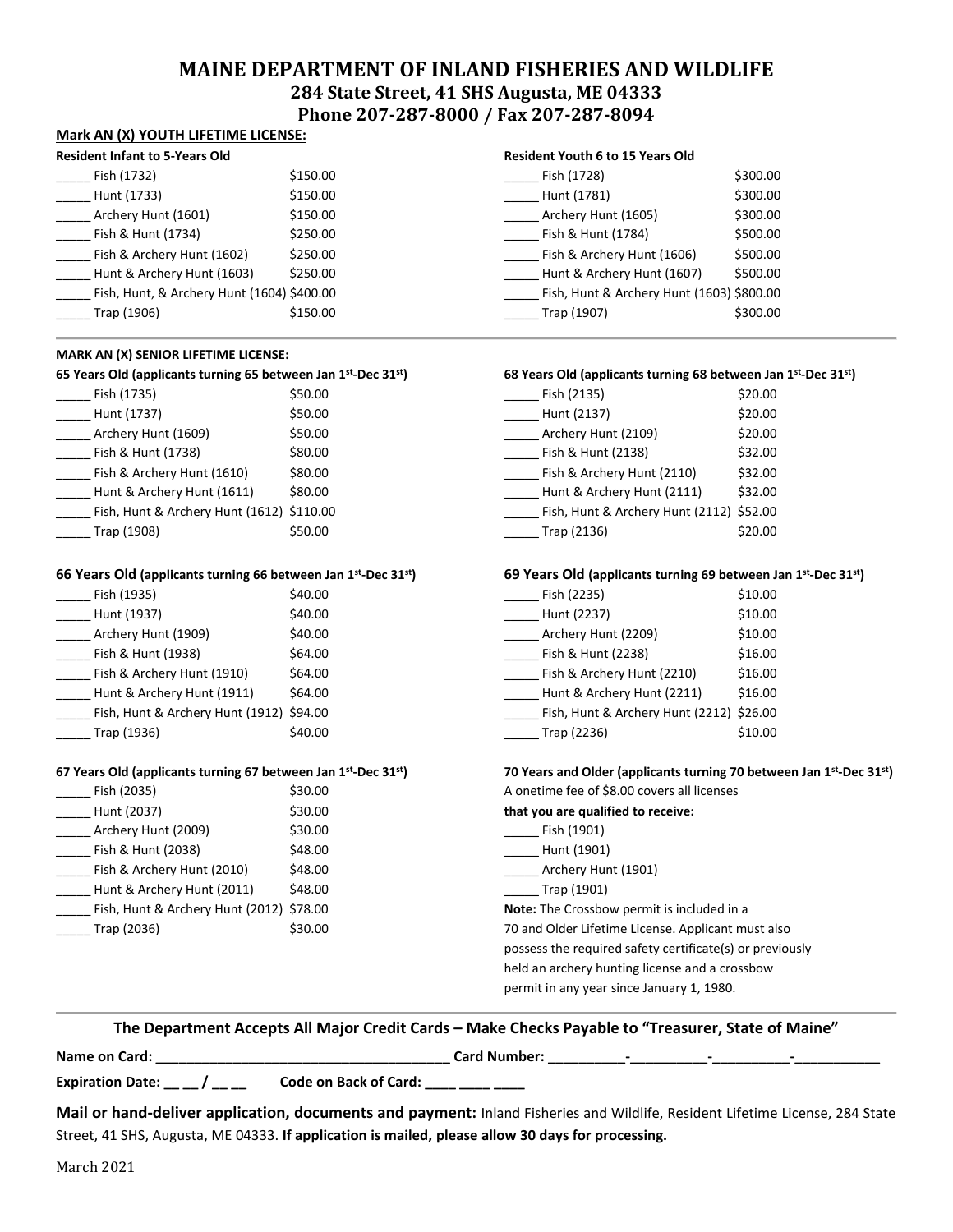# MAINE DEPARTMENT OF INLAND FISHERIES AND WILDLIFE

## 284 State Street, 41 SHS Augusta, ME 04333

## Phone 207-287-8000 / Fax 207-287-8094

**Mark AN (X) YOUTH LIFETIME LICENSE:**

**Resident Infant to 5-Years Old**

| | | |
|---|---|---|
| _____ | Fish (1732) | $150.00 |
| _____ | Hunt (1733) | $150.00 |
| _____ | Archery Hunt (1601) | $150.00 |
| _____ | Fish & Hunt (1734) | $250.00 |
| _____ | Fish & Archery Hunt (1602) | $250.00 |
| _____ | Hunt & Archery Hunt (1603) | $250.00 |
| _____ | Fish, Hunt, & Archery Hunt (1604) | $400.00 |
| _____ | Trap (1906) | $150.00 |

**Resident Youth 6 to 15 Years Old**

| | | |
|---|---|---|
| _____ | Fish (1728) | $300.00 |
| _____ | Hunt (1781) | $300.00 |
| _____ | Archery Hunt (1605) | $300.00 |
| _____ | Fish & Hunt (1784) | $500.00 |
| _____ | Fish & Archery Hunt (1606) | $500.00 |
| _____ | Hunt & Archery Hunt (1607) | $500.00 |
| _____ | Fish, Hunt & Archery Hunt (1603) | $800.00 |
| _____ | Trap (1907) | $300.00 |

**MARK AN (X) SENIOR LIFETIME LICENSE:**

**65 Years Old (applicants turning 65 between Jan 1st-Dec 31st)**

| | | |
|---|---|---|
| _____ | Fish (1735) | $50.00 |
| _____ | Hunt (1737) | $50.00 |
| _____ | Archery Hunt (1609) | $50.00 |
| _____ | Fish & Hunt (1738) | $80.00 |
| _____ | Fish & Archery Hunt (1610) | $80.00 |
| _____ | Hunt & Archery Hunt (1611) | $80.00 |
| _____ | Fish, Hunt & Archery Hunt (1612) | $110.00 |
| _____ | Trap (1908) | $50.00 |

**66 Years Old (applicants turning 66 between Jan 1st-Dec 31st)**

| | | |
|---|---|---|
| _____ | Fish (1935) | $40.00 |
| _____ | Hunt (1937) | $40.00 |
| _____ | Archery Hunt (1909) | $40.00 |
| _____ | Fish & Hunt (1938) | $64.00 |
| _____ | Fish & Archery Hunt (1910) | $64.00 |
| _____ | Hunt & Archery Hunt (1911) | $64.00 |
| _____ | Fish, Hunt & Archery Hunt (1912) | $94.00 |
| _____ | Trap (1936) | $40.00 |

**67 Years Old (applicants turning 67 between Jan 1st-Dec 31st)**

| | | |
|---|---|---|
| _____ | Fish (2035) | $30.00 |
| _____ | Hunt (2037) | $30.00 |
| _____ | Archery Hunt (2009) | $30.00 |
| _____ | Fish & Hunt (2038) | $48.00 |
| _____ | Fish & Archery Hunt (2010) | $48.00 |
| _____ | Hunt & Archery Hunt (2011) | $48.00 |
| _____ | Fish, Hunt & Archery Hunt (2012) | $78.00 |
| _____ | Trap (2036) | $30.00 |

**68 Years Old (applicants turning 68 between Jan 1st-Dec 31st)**

| | | |
|---|---|---|
| _____ | Fish (2135) | $20.00 |
| _____ | Hunt (2137) | $20.00 |
| _____ | Archery Hunt (2109) | $20.00 |
| _____ | Fish & Hunt (2138) | $32.00 |
| _____ | Fish & Archery Hunt (2110) | $32.00 |
| _____ | Hunt & Archery Hunt (2111) | $32.00 |
| _____ | Fish, Hunt & Archery Hunt (2112) | $52.00 |
| _____ | Trap (2136) | $20.00 |

**69 Years Old (applicants turning 69 between Jan 1st-Dec 31st)**

| | | |
|---|---|---|
| _____ | Fish (2235) | $10.00 |
| _____ | Hunt (2237) | $10.00 |
| _____ | Archery Hunt (2209) | $10.00 |
| _____ | Fish & Hunt (2238) | $16.00 |
| _____ | Fish & Archery Hunt (2210) | $16.00 |
| _____ | Hunt & Archery Hunt (2211) | $16.00 |
| _____ | Fish, Hunt & Archery Hunt (2212) | $26.00 |
| _____ | Trap (2236) | $10.00 |

**70 Years and Older (applicants turning 70 between Jan 1st-Dec 31st)**

A onetime fee of $8.00 covers all licenses **that you are qualified to receive:**

- _____ Fish (1901)
- _____ Hunt (1901)
- _____ Archery Hunt (1901)
- _____ Trap (1901)

**Note:** The Crossbow permit is included in a 70 and Older Lifetime License. Applicant must also possess the required safety certificate(s) or previously held an archery hunting license and a crossbow permit in any year since January 1, 1980.

---

**The Department Accepts All Major Credit Cards – Make Checks Payable to "Treasurer, State of Maine"**

**Name on Card:** _____________________________________ **Card Number:** __________-__________-__________-___________

**Expiration Date:** __ __ / __ __ **Code on Back of Card:** ____ ____ ____

**Mail or hand-deliver application, documents and payment:** Inland Fisheries and Wildlife, Resident Lifetime License, 284 State Street, 41 SHS, Augusta, ME 04333. **If application is mailed, please allow 30 days for processing.**

March 2021